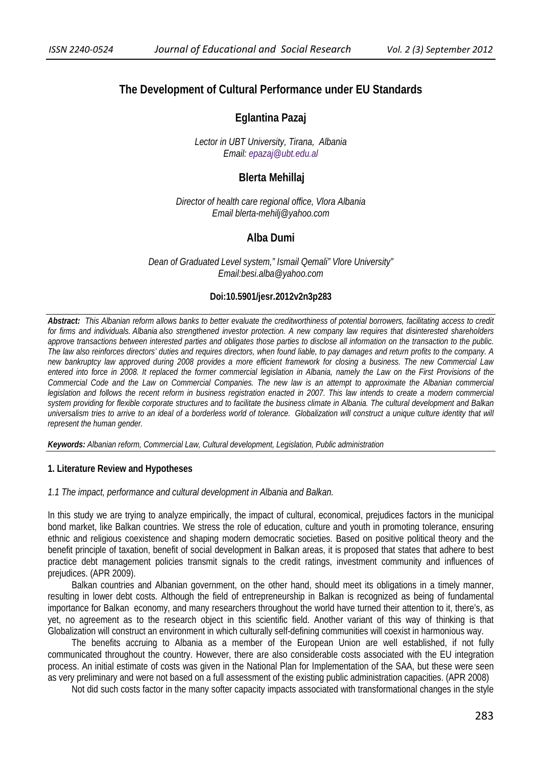# The Development of Cultural Performance under EU Standards

## Eglantina Pazaj

*Lector in UBT University, Tirana, Albania*
*Email: epazaj@ubt.edu.al*

## Blerta Mehillaj

*Director of health care regional office, Vlora Albania*
*Email blerta-mehilj@yahoo.com*

## Alba Dumi

*Dean of Graduated Level system," Ismail Qemali" Vlore University"*
*Email:besi.alba@yahoo.com*

**Doi:10.5901/jesr.2012v2n3p283**

***Abstract:*** *This Albanian reform allows banks to better evaluate the creditworthiness of potential borrowers, facilitating access to credit for firms and individuals. Albania also strengthened investor protection. A new company law requires that disinterested shareholders approve transactions between interested parties and obligates those parties to disclose all information on the transaction to the public. The law also reinforces directors' duties and requires directors, when found liable, to pay damages and return profits to the company. A new bankruptcy law approved during 2008 provides a more efficient framework for closing a business. The new Commercial Law entered into force in 2008. It replaced the former commercial legislation in Albania, namely the Law on the First Provisions of the Commercial Code and the Law on Commercial Companies. The new law is an attempt to approximate the Albanian commercial legislation and follows the recent reform in business registration enacted in 2007. This law intends to create a modern commercial system providing for flexible corporate structures and to facilitate the business climate in Albania. The cultural development and Balkan universalism tries to arrive to an ideal of a borderless world of tolerance. Globalization will construct a unique culture identity that will represent the human gender.*

***Keywords:*** *Albanian reform, Commercial Law, Cultural development, Legislation, Public administration*

### 1. Literature Review and Hypotheses

*1.1 The impact, performance and cultural development in Albania and Balkan.*

In this study we are trying to analyze empirically, the impact of cultural, economical, prejudices factors in the municipal bond market, like Balkan countries. We stress the role of education, culture and youth in promoting tolerance, ensuring ethnic and religious coexistence and shaping modern democratic societies. Based on positive political theory and the benefit principle of taxation, benefit of social development in Balkan areas, it is proposed that states that adhere to best practice debt management policies transmit signals to the credit ratings, investment community and influences of prejudices. (APR 2009).

Balkan countries and Albanian government, on the other hand, should meet its obligations in a timely manner, resulting in lower debt costs. Although the field of entrepreneurship in Balkan is recognized as being of fundamental importance for Balkan economy, and many researchers throughout the world have turned their attention to it, there's, as yet, no agreement as to the research object in this scientific field. Another variant of this way of thinking is that Globalization will construct an environment in which culturally self-defining communities will coexist in harmonious way.

The benefits accruing to Albania as a member of the European Union are well established, if not fully communicated throughout the country. However, there are also considerable costs associated with the EU integration process. An initial estimate of costs was given in the National Plan for Implementation of the SAA, but these were seen as very preliminary and were not based on a full assessment of the existing public administration capacities. (APR 2008)

Not did such costs factor in the many softer capacity impacts associated with transformational changes in the style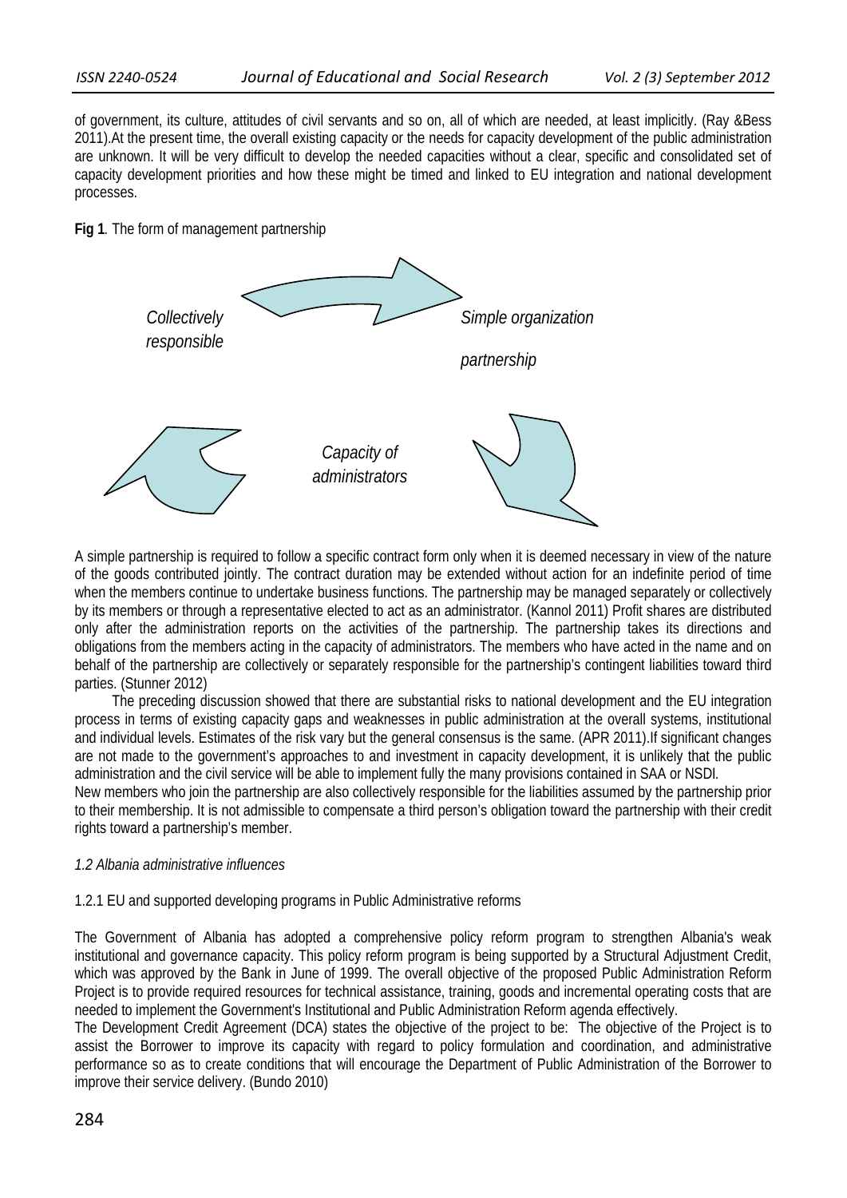of government, its culture, attitudes of civil servants and so on, all of which are needed, at least implicitly. (Ray &Bess 2011).At the present time, the overall existing capacity or the needs for capacity development of the public administration are unknown. It will be very difficult to develop the needed capacities without a clear, specific and consolidated set of capacity development priorities and how these might be timed and linked to EU integration and national development processes.

**Fig 1**. The form of management partnership

*Collectively responsible*

*Simple organization partnership*

*Capacity of administrators*

A simple partnership is required to follow a specific contract form only when it is deemed necessary in view of the nature of the goods contributed jointly. The contract duration may be extended without action for an indefinite period of time when the members continue to undertake business functions. The partnership may be managed separately or collectively by its members or through a representative elected to act as an administrator. (Kannol 2011) Profit shares are distributed only after the administration reports on the activities of the partnership. The partnership takes its directions and obligations from the members acting in the capacity of administrators. The members who have acted in the name and on behalf of the partnership are collectively or separately responsible for the partnership's contingent liabilities toward third parties. (Stunner 2012)

The preceding discussion showed that there are substantial risks to national development and the EU integration process in terms of existing capacity gaps and weaknesses in public administration at the overall systems, institutional and individual levels. Estimates of the risk vary but the general consensus is the same. (APR 2011).If significant changes are not made to the government's approaches to and investment in capacity development, it is unlikely that the public administration and the civil service will be able to implement fully the many provisions contained in SAA or NSDI.

New members who join the partnership are also collectively responsible for the liabilities assumed by the partnership prior to their membership. It is not admissible to compensate a third person's obligation toward the partnership with their credit rights toward a partnership's member.

*1.2 Albania administrative influences*

1.2.1 EU and supported developing programs in Public Administrative reforms

The Government of Albania has adopted a comprehensive policy reform program to strengthen Albania's weak institutional and governance capacity. This policy reform program is being supported by a Structural Adjustment Credit, which was approved by the Bank in June of 1999. The overall objective of the proposed Public Administration Reform Project is to provide required resources for technical assistance, training, goods and incremental operating costs that are needed to implement the Government's Institutional and Public Administration Reform agenda effectively.

The Development Credit Agreement (DCA) states the objective of the project to be: The objective of the Project is to assist the Borrower to improve its capacity with regard to policy formulation and coordination, and administrative performance so as to create conditions that will encourage the Department of Public Administration of the Borrower to improve their service delivery. (Bundo 2010)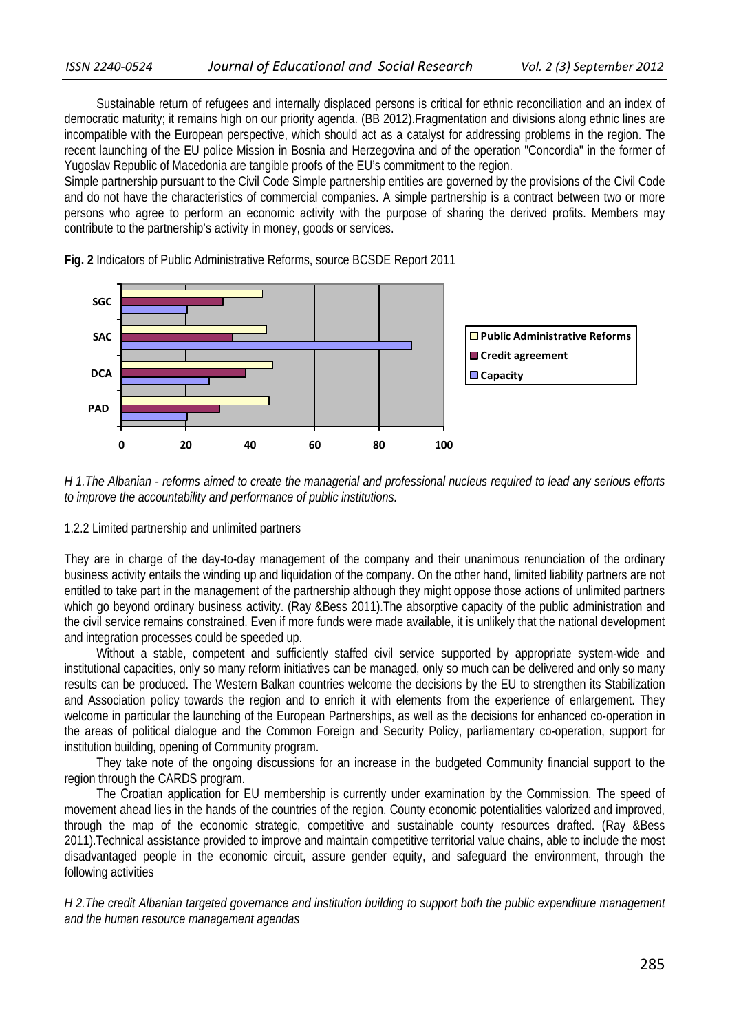Sustainable return of refugees and internally displaced persons is critical for ethnic reconciliation and an index of democratic maturity; it remains high on our priority agenda. (BB 2012).Fragmentation and divisions along ethnic lines are incompatible with the European perspective, which should act as a catalyst for addressing problems in the region. The recent launching of the EU police Mission in Bosnia and Herzegovina and of the operation "Concordia" in the former of Yugoslav Republic of Macedonia are tangible proofs of the EU's commitment to the region.

Simple partnership pursuant to the Civil Code Simple partnership entities are governed by the provisions of the Civil Code and do not have the characteristics of commercial companies. A simple partnership is a contract between two or more persons who agree to perform an economic activity with the purpose of sharing the derived profits. Members may contribute to the partnership's activity in money, goods or services.

**Fig. 2** Indicators of Public Administrative Reforms, source BCSDE Report 2011

*H 1.The Albanian - reforms aimed to create the managerial and professional nucleus required to lead any serious efforts to improve the accountability and performance of public institutions.*

1.2.2 Limited partnership and unlimited partners

They are in charge of the day-to-day management of the company and their unanimous renunciation of the ordinary business activity entails the winding up and liquidation of the company. On the other hand, limited liability partners are not entitled to take part in the management of the partnership although they might oppose those actions of unlimited partners which go beyond ordinary business activity. (Ray &Bess 2011).The absorptive capacity of the public administration and the civil service remains constrained. Even if more funds were made available, it is unlikely that the national development and integration processes could be speeded up.

Without a stable, competent and sufficiently staffed civil service supported by appropriate system-wide and institutional capacities, only so many reform initiatives can be managed, only so much can be delivered and only so many results can be produced. The Western Balkan countries welcome the decisions by the EU to strengthen its Stabilization and Association policy towards the region and to enrich it with elements from the experience of enlargement. They welcome in particular the launching of the European Partnerships, as well as the decisions for enhanced co-operation in the areas of political dialogue and the Common Foreign and Security Policy, parliamentary co-operation, support for institution building, opening of Community program.

They take note of the ongoing discussions for an increase in the budgeted Community financial support to the region through the CARDS program.

The Croatian application for EU membership is currently under examination by the Commission. The speed of movement ahead lies in the hands of the countries of the region. County economic potentialities valorized and improved, through the map of the economic strategic, competitive and sustainable county resources drafted. (Ray &Bess 2011).Technical assistance provided to improve and maintain competitive territorial value chains, able to include the most disadvantaged people in the economic circuit, assure gender equity, and safeguard the environment, through the following activities

*H 2.The credit Albanian targeted governance and institution building to support both the public expenditure management and the human resource management agendas*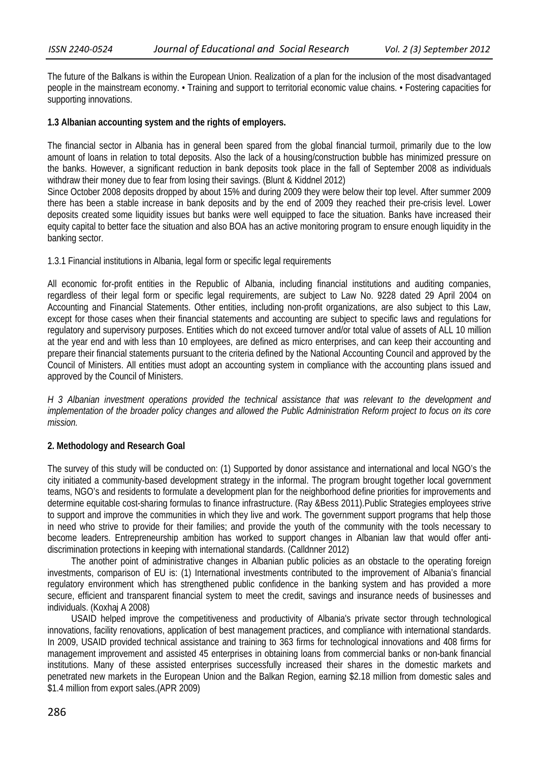The future of the Balkans is within the European Union. Realization of a plan for the inclusion of the most disadvantaged people in the mainstream economy. • Training and support to territorial economic value chains. • Fostering capacities for supporting innovations.

### 1.3 Albanian accounting system and the rights of employers.

The financial sector in Albania has in general been spared from the global financial turmoil, primarily due to the low amount of loans in relation to total deposits. Also the lack of a housing/construction bubble has minimized pressure on the banks. However, a significant reduction in bank deposits took place in the fall of September 2008 as individuals withdraw their money due to fear from losing their savings. (Blunt & Kiddnel 2012)

Since October 2008 deposits dropped by about 15% and during 2009 they were below their top level. After summer 2009 there has been a stable increase in bank deposits and by the end of 2009 they reached their pre-crisis level. Lower deposits created some liquidity issues but banks were well equipped to face the situation. Banks have increased their equity capital to better face the situation and also BOA has an active monitoring program to ensure enough liquidity in the banking sector.

1.3.1 Financial institutions in Albania, legal form or specific legal requirements

All economic for-profit entities in the Republic of Albania, including financial institutions and auditing companies, regardless of their legal form or specific legal requirements, are subject to Law No. 9228 dated 29 April 2004 on Accounting and Financial Statements. Other entities, including non-profit organizations, are also subject to this Law, except for those cases when their financial statements and accounting are subject to specific laws and regulations for regulatory and supervisory purposes. Entities which do not exceed turnover and/or total value of assets of ALL 10 million at the year end and with less than 10 employees, are defined as micro enterprises, and can keep their accounting and prepare their financial statements pursuant to the criteria defined by the National Accounting Council and approved by the Council of Ministers. All entities must adopt an accounting system in compliance with the accounting plans issued and approved by the Council of Ministers.

*H 3 Albanian investment operations provided the technical assistance that was relevant to the development and implementation of the broader policy changes and allowed the Public Administration Reform project to focus on its core mission.*

## 2. Methodology and Research Goal

The survey of this study will be conducted on: (1) Supported by donor assistance and international and local NGO's the city initiated a community-based development strategy in the informal. The program brought together local government teams, NGO's and residents to formulate a development plan for the neighborhood define priorities for improvements and determine equitable cost-sharing formulas to finance infrastructure. (Ray &Bess 2011).Public Strategies employees strive to support and improve the communities in which they live and work. The government support programs that help those in need who strive to provide for their families; and provide the youth of the community with the tools necessary to become leaders. Entrepreneurship ambition has worked to support changes in Albanian law that would offer anti-discrimination protections in keeping with international standards. (Calldnner 2012)

The another point of administrative changes in Albanian public policies as an obstacle to the operating foreign investments, comparison of EU is: (1) International investments contributed to the improvement of Albania's financial regulatory environment which has strengthened public confidence in the banking system and has provided a more secure, efficient and transparent financial system to meet the credit, savings and insurance needs of businesses and individuals. (Koxhaj A 2008)

USAID helped improve the competitiveness and productivity of Albania's private sector through technological innovations, facility renovations, application of best management practices, and compliance with international standards. In 2009, USAID provided technical assistance and training to 363 firms for technological innovations and 408 firms for management improvement and assisted 45 enterprises in obtaining loans from commercial banks or non-bank financial institutions. Many of these assisted enterprises successfully increased their shares in the domestic markets and penetrated new markets in the European Union and the Balkan Region, earning $2.18 million from domestic sales and $1.4 million from export sales.(APR 2009)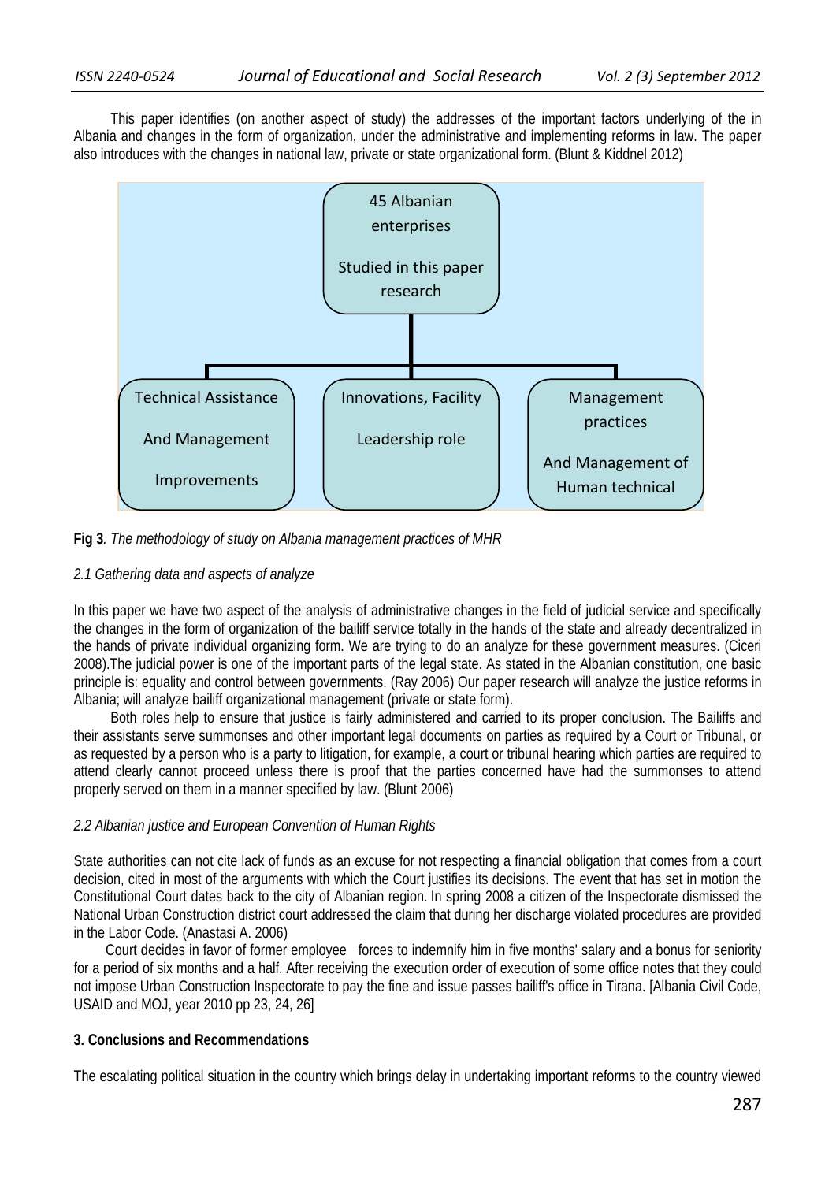This paper identifies (on another aspect of study) the addresses of the important factors underlying of the in Albania and changes in the form of organization, under the administrative and implementing reforms in law. The paper also introduces with the changes in national law, private or state organizational form. (Blunt & Kiddnel 2012)

45 Albanian enterprises

Studied in this paper research

Technical Assistance

And Management

Improvements

Innovations, Facility

Leadership role

Management practices

And Management of Human technical

**Fig 3**. *The methodology of study on Albania management practices of MHR*

*2.1 Gathering data and aspects of analyze*

In this paper we have two aspect of the analysis of administrative changes in the field of judicial service and specifically the changes in the form of organization of the bailiff service totally in the hands of the state and already decentralized in the hands of private individual organizing form. We are trying to do an analyze for these government measures. (Ciceri 2008).The judicial power is one of the important parts of the legal state. As stated in the Albanian constitution, one basic principle is: equality and control between governments. (Ray 2006) Our paper research will analyze the justice reforms in Albania; will analyze bailiff organizational management (private or state form).

Both roles help to ensure that justice is fairly administered and carried to its proper conclusion. The Bailiffs and their assistants serve summonses and other important legal documents on parties as required by a Court or Tribunal, or as requested by a person who is a party to litigation, for example, a court or tribunal hearing which parties are required to attend clearly cannot proceed unless there is proof that the parties concerned have had the summonses to attend properly served on them in a manner specified by law. (Blunt 2006)

*2.2 Albanian justice and European Convention of Human Rights*

State authorities can not cite lack of funds as an excuse for not respecting a financial obligation that comes from a court decision, cited in most of the arguments with which the Court justifies its decisions. The event that has set in motion the Constitutional Court dates back to the city of Albanian region. In spring 2008 a citizen of the Inspectorate dismissed the National Urban Construction district court addressed the claim that during her discharge violated procedures are provided in the Labor Code. (Anastasi A. 2006)

Court decides in favor of former employee forces to indemnify him in five months' salary and a bonus for seniority for a period of six months and a half. After receiving the execution order of execution of some office notes that they could not impose Urban Construction Inspectorate to pay the fine and issue passes bailiff's office in Tirana. [Albania Civil Code, USAID and MOJ, year 2010 pp 23, 24, 26]

**3. Conclusions and Recommendations**

The escalating political situation in the country which brings delay in undertaking important reforms to the country viewed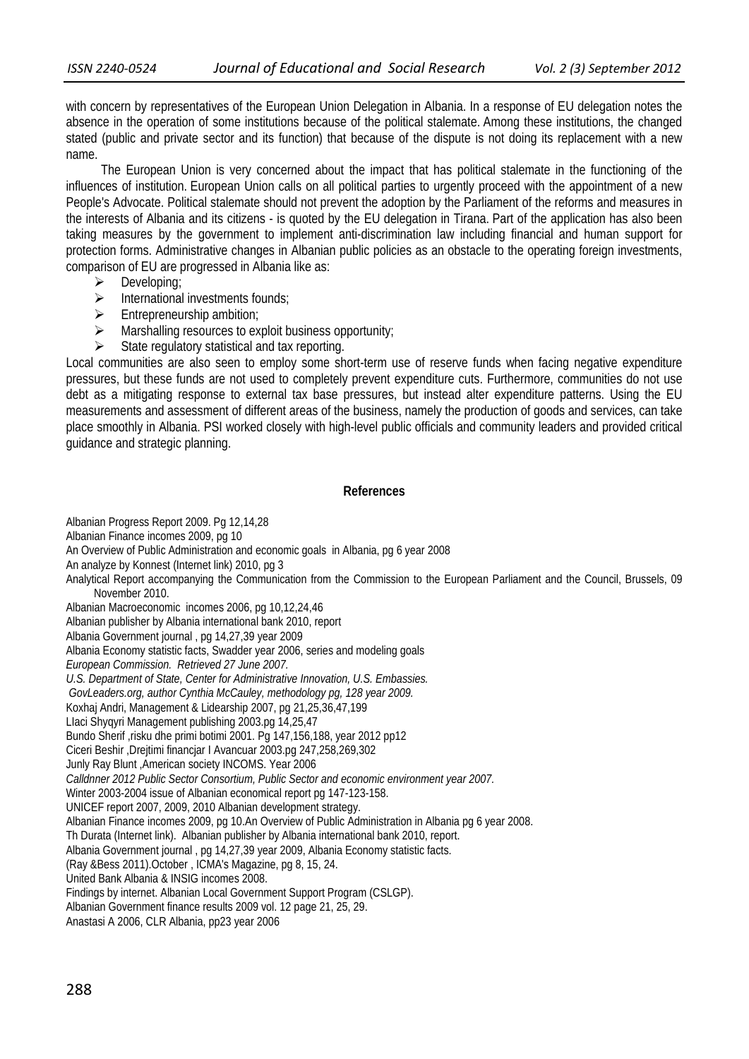with concern by representatives of the European Union Delegation in Albania. In a response of EU delegation notes the absence in the operation of some institutions because of the political stalemate. Among these institutions, the changed stated (public and private sector and its function) that because of the dispute is not doing its replacement with a new name.

The European Union is very concerned about the impact that has political stalemate in the functioning of the influences of institution. European Union calls on all political parties to urgently proceed with the appointment of a new People's Advocate. Political stalemate should not prevent the adoption by the Parliament of the reforms and measures in the interests of Albania and its citizens - is quoted by the EU delegation in Tirana. Part of the application has also been taking measures by the government to implement anti-discrimination law including financial and human support for protection forms. Administrative changes in Albanian public policies as an obstacle to the operating foreign investments, comparison of EU are progressed in Albania like as:

- Developing;
- International investments founds;
- Entrepreneurship ambition;
- Marshalling resources to exploit business opportunity;
- State regulatory statistical and tax reporting.

Local communities are also seen to employ some short-term use of reserve funds when facing negative expenditure pressures, but these funds are not used to completely prevent expenditure cuts. Furthermore, communities do not use debt as a mitigating response to external tax base pressures, but instead alter expenditure patterns. Using the EU measurements and assessment of different areas of the business, namely the production of goods and services, can take place smoothly in Albania. PSI worked closely with high-level public officials and community leaders and provided critical guidance and strategic planning.

## References

Albanian Progress Report 2009. Pg 12,14,28

Albanian Finance incomes 2009, pg 10

An Overview of Public Administration and economic goals in Albania, pg 6 year 2008

An analyze by Konnest (Internet link) 2010, pg 3

Analytical Report accompanying the Communication from the Commission to the European Parliament and the Council, Brussels, 09 November 2010.

Albanian Macroeconomic incomes 2006, pg 10,12,24,46

Albanian publisher by Albania international bank 2010, report

Albania Government journal , pg 14,27,39 year 2009

Albania Economy statistic facts, Swadder year 2006, series and modeling goals

*European Commission. Retrieved 27 June 2007.*

*U.S. Department of State, Center for Administrative Innovation, U.S. Embassies.*

*GovLeaders.org, author Cynthia McCauley, methodology pg, 128 year 2009.*

Koxhaj Andri, Management & Lidearship 2007, pg 21,25,36,47,199

LIaci Shyqyri Management publishing 2003.pg 14,25,47

Bundo Sherif ,risku dhe primi botimi 2001. Pg 147,156,188, year 2012 pp12

Ciceri Beshir ,Drejtimi financjar I Avancuar 2003.pg 247,258,269,302

Junly Ray Blunt ,American society INCOMS. Year 2006

*Calldnner 2012 Public Sector Consortium, Public Sector and economic environment year 2007.*

Winter 2003-2004 issue of Albanian economical report pg 147-123-158.

UNICEF report 2007, 2009, 2010 Albanian development strategy.

Albanian Finance incomes 2009, pg 10.An Overview of Public Administration in Albania pg 6 year 2008.

Th Durata (Internet link). Albanian publisher by Albania international bank 2010, report.

Albania Government journal , pg 14,27,39 year 2009, Albania Economy statistic facts.

(Ray &Bess 2011).October , ICMA's Magazine, pg 8, 15, 24.

United Bank Albania & INSIG incomes 2008.

Findings by internet. Albanian Local Government Support Program (CSLGP).

Albanian Government finance results 2009 vol. 12 page 21, 25, 29.

Anastasi A 2006, CLR Albania, pp23 year 2006